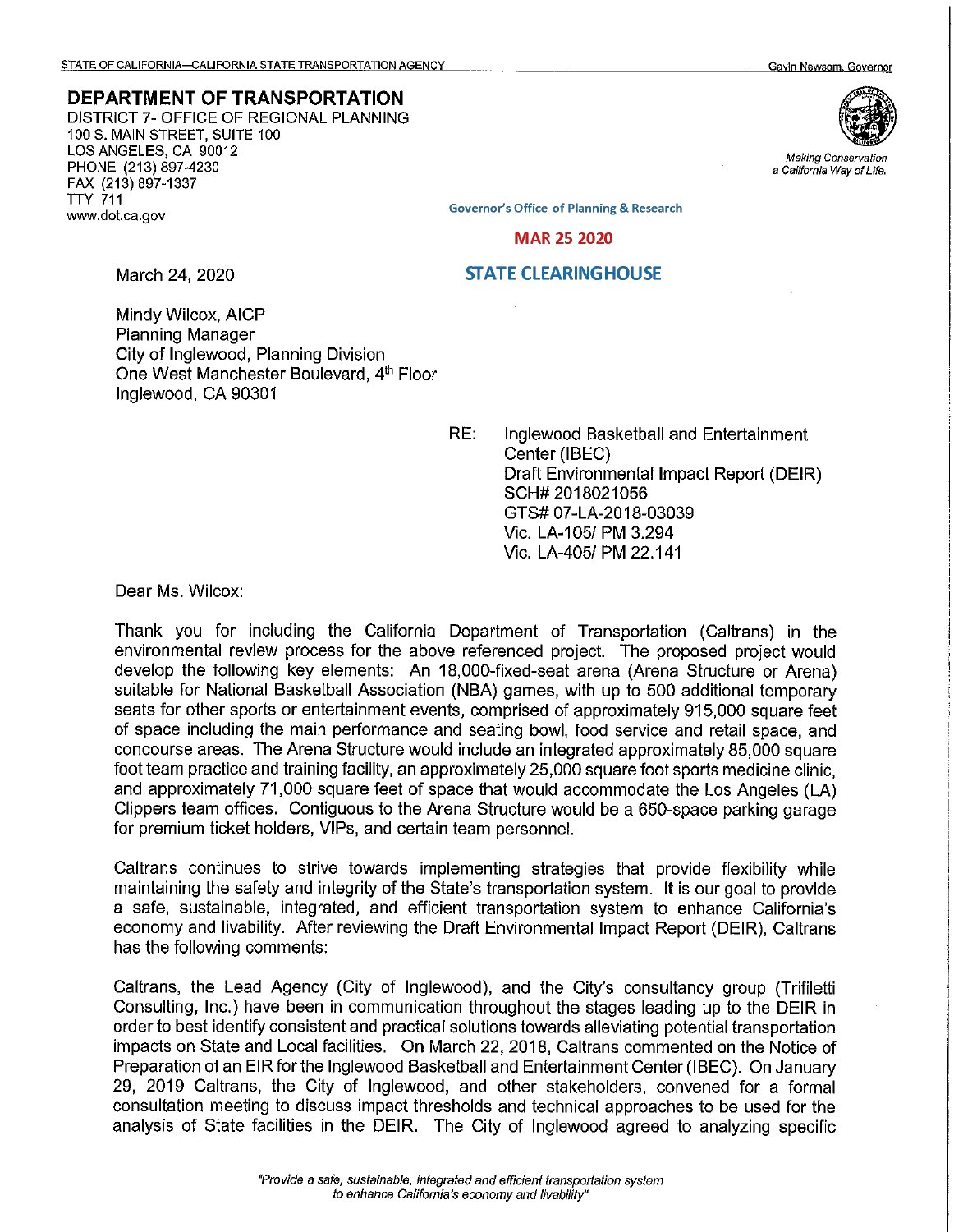STATE OF CALIFORNIA—CALIFORNIA STATE TRANSPORTATION AGENCY Gavin Newsom, Governor

**DEPARTMENT OF TRANSPORTATION**
DISTRICT 7- OFFICE OF REGIONAL PLANNING
100 S. MAIN STREET, SUITE 100
LOS ANGELES, CA 90012
PHONE (213) 897-4230
FAX (213) 897-1337
TTY 711
www.dot.ca.gov

*Making Conservation a California Way of Life.*

Governor's Office of Planning & Research

MAR 25 2020

STATE CLEARINGHOUSE

March 24, 2020

Mindy Wilcox, AICP
Planning Manager
City of Inglewood, Planning Division
One West Manchester Boulevard, 4th Floor
Inglewood, CA 90301

RE: Inglewood Basketball and Entertainment Center (IBEC)
Draft Environmental Impact Report (DEIR)
SCH# 2018021056
GTS# 07-LA-2018-03039
Vic. LA-105/ PM 3.294
Vic. LA-405/ PM 22.141

Dear Ms. Wilcox:

Thank you for including the California Department of Transportation (Caltrans) in the environmental review process for the above referenced project. The proposed project would develop the following key elements: An 18,000-fixed-seat arena (Arena Structure or Arena) suitable for National Basketball Association (NBA) games, with up to 500 additional temporary seats for other sports or entertainment events, comprised of approximately 915,000 square feet of space including the main performance and seating bowl, food service and retail space, and concourse areas. The Arena Structure would include an integrated approximately 85,000 square foot team practice and training facility, an approximately 25,000 square foot sports medicine clinic, and approximately 71,000 square feet of space that would accommodate the Los Angeles (LA) Clippers team offices. Contiguous to the Arena Structure would be a 650-space parking garage for premium ticket holders, VIPs, and certain team personnel.

Caltrans continues to strive towards implementing strategies that provide flexibility while maintaining the safety and integrity of the State's transportation system. It is our goal to provide a safe, sustainable, integrated, and efficient transportation system to enhance California's economy and livability. After reviewing the Draft Environmental Impact Report (DEIR), Caltrans has the following comments:

Caltrans, the Lead Agency (City of Inglewood), and the City's consultancy group (Trifiletti Consulting, Inc.) have been in communication throughout the stages leading up to the DEIR in order to best identify consistent and practical solutions towards alleviating potential transportation impacts on State and Local facilities. On March 22, 2018, Caltrans commented on the Notice of Preparation of an EIR for the Inglewood Basketball and Entertainment Center (IBEC). On January 29, 2019 Caltrans, the City of Inglewood, and other stakeholders, convened for a formal consultation meeting to discuss impact thresholds and technical approaches to be used for the analysis of State facilities in the DEIR. The City of Inglewood agreed to analyzing specific

*"Provide a safe, sustainable, integrated and efficient transportation system to enhance California's economy and livability"*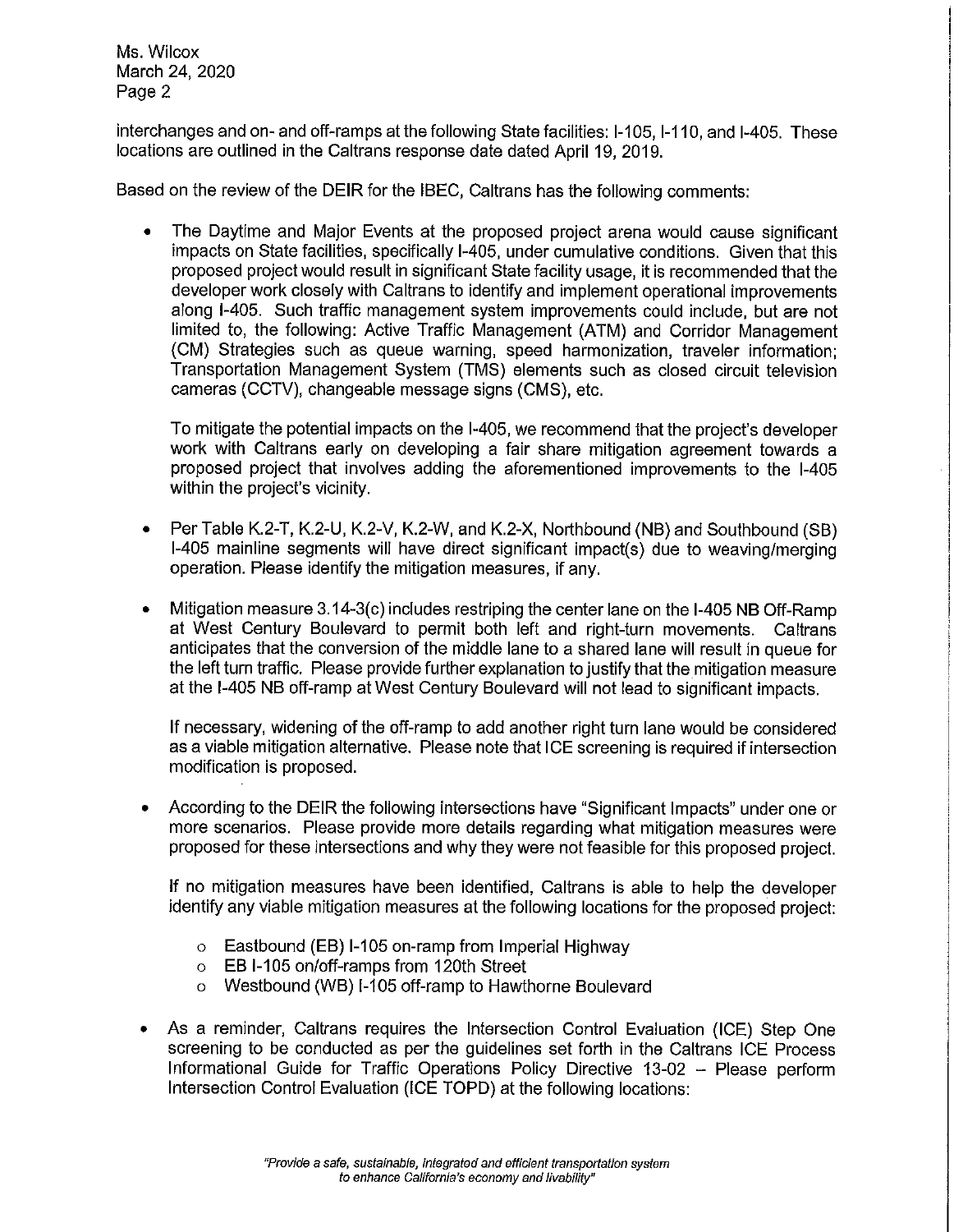interchanges and on- and off-ramps at the following State facilities: I-105, I-110, and I-405. These locations are outlined in the Caltrans response date dated April 19, 2019.

Based on the review of the DEIR for the IBEC, Caltrans has the following comments:

- The Daytime and Major Events at the proposed project arena would cause significant impacts on State facilities, specifically I-405, under cumulative conditions. Given that this proposed project would result in significant State facility usage, it is recommended that the developer work closely with Caltrans to identify and implement operational improvements along I-405. Such traffic management system improvements could include, but are not limited to, the following: Active Traffic Management (ATM) and Corridor Management (CM) Strategies such as queue warning, speed harmonization, traveler information; Transportation Management System (TMS) elements such as closed circuit television cameras (CCTV), changeable message signs (CMS), etc.

  To mitigate the potential impacts on the I-405, we recommend that the project's developer work with Caltrans early on developing a fair share mitigation agreement towards a proposed project that involves adding the aforementioned improvements to the I-405 within the project's vicinity.

- Per Table K.2-T, K.2-U, K.2-V, K.2-W, and K.2-X, Northbound (NB) and Southbound (SB) I-405 mainline segments will have direct significant impact(s) due to weaving/merging operation. Please identify the mitigation measures, if any.

- Mitigation measure 3.14-3(c) includes restriping the center lane on the I-405 NB Off-Ramp at West Century Boulevard to permit both left and right-turn movements. Caltrans anticipates that the conversion of the middle lane to a shared lane will result in queue for the left turn traffic. Please provide further explanation to justify that the mitigation measure at the I-405 NB off-ramp at West Century Boulevard will not lead to significant impacts.

  If necessary, widening of the off-ramp to add another right turn lane would be considered as a viable mitigation alternative. Please note that ICE screening is required if intersection modification is proposed.

- According to the DEIR the following intersections have "Significant Impacts" under one or more scenarios. Please provide more details regarding what mitigation measures were proposed for these intersections and why they were not feasible for this proposed project.

  If no mitigation measures have been identified, Caltrans is able to help the developer identify any viable mitigation measures at the following locations for the proposed project:

  - Eastbound (EB) I-105 on-ramp from Imperial Highway
  - EB I-105 on/off-ramps from 120th Street
  - Westbound (WB) I-105 off-ramp to Hawthorne Boulevard

- As a reminder, Caltrans requires the Intersection Control Evaluation (ICE) Step One screening to be conducted as per the guidelines set forth in the Caltrans ICE Process Informational Guide for Traffic Operations Policy Directive 13-02 – Please perform Intersection Control Evaluation (ICE TOPD) at the following locations: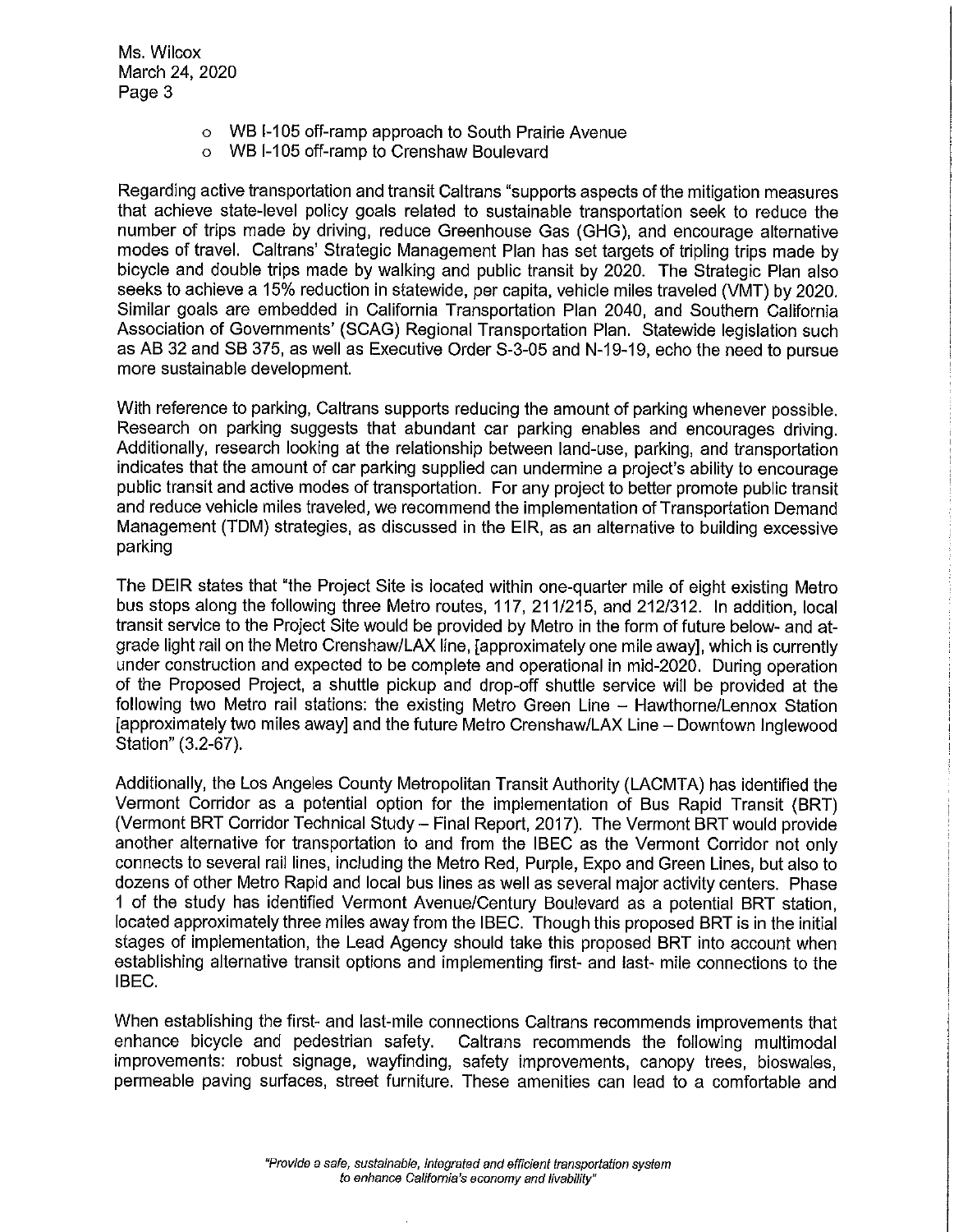- WB I-105 off-ramp approach to South Prairie Avenue
- WB I-105 off-ramp to Crenshaw Boulevard

Regarding active transportation and transit Caltrans "supports aspects of the mitigation measures that achieve state-level policy goals related to sustainable transportation seek to reduce the number of trips made by driving, reduce Greenhouse Gas (GHG), and encourage alternative modes of travel. Caltrans' Strategic Management Plan has set targets of tripling trips made by bicycle and double trips made by walking and public transit by 2020. The Strategic Plan also seeks to achieve a 15% reduction in statewide, per capita, vehicle miles traveled (VMT) by 2020. Similar goals are embedded in California Transportation Plan 2040, and Southern California Association of Governments' (SCAG) Regional Transportation Plan. Statewide legislation such as AB 32 and SB 375, as well as Executive Order S-3-05 and N-19-19, echo the need to pursue more sustainable development.

With reference to parking, Caltrans supports reducing the amount of parking whenever possible. Research on parking suggests that abundant car parking enables and encourages driving. Additionally, research looking at the relationship between land-use, parking, and transportation indicates that the amount of car parking supplied can undermine a project's ability to encourage public transit and active modes of transportation. For any project to better promote public transit and reduce vehicle miles traveled, we recommend the implementation of Transportation Demand Management (TDM) strategies, as discussed in the EIR, as an alternative to building excessive parking

The DEIR states that "the Project Site is located within one-quarter mile of eight existing Metro bus stops along the following three Metro routes, 117, 211/215, and 212/312. In addition, local transit service to the Project Site would be provided by Metro in the form of future below- and at-grade light rail on the Metro Crenshaw/LAX line, [approximately one mile away], which is currently under construction and expected to be complete and operational in mid-2020. During operation of the Proposed Project, a shuttle pickup and drop-off shuttle service will be provided at the following two Metro rail stations: the existing Metro Green Line – Hawthorne/Lennox Station [approximately two miles away] and the future Metro Crenshaw/LAX Line – Downtown Inglewood Station" (3.2-67).

Additionally, the Los Angeles County Metropolitan Transit Authority (LACMTA) has identified the Vermont Corridor as a potential option for the implementation of Bus Rapid Transit (BRT) (Vermont BRT Corridor Technical Study – Final Report, 2017). The Vermont BRT would provide another alternative for transportation to and from the IBEC as the Vermont Corridor not only connects to several rail lines, including the Metro Red, Purple, Expo and Green Lines, but also to dozens of other Metro Rapid and local bus lines as well as several major activity centers. Phase 1 of the study has identified Vermont Avenue/Century Boulevard as a potential BRT station, located approximately three miles away from the IBEC. Though this proposed BRT is in the initial stages of implementation, the Lead Agency should take this proposed BRT into account when establishing alternative transit options and implementing first- and last- mile connections to the IBEC.

When establishing the first- and last-mile connections Caltrans recommends improvements that enhance bicycle and pedestrian safety. Caltrans recommends the following multimodal improvements: robust signage, wayfinding, safety improvements, canopy trees, bioswales, permeable paving surfaces, street furniture. These amenities can lead to a comfortable and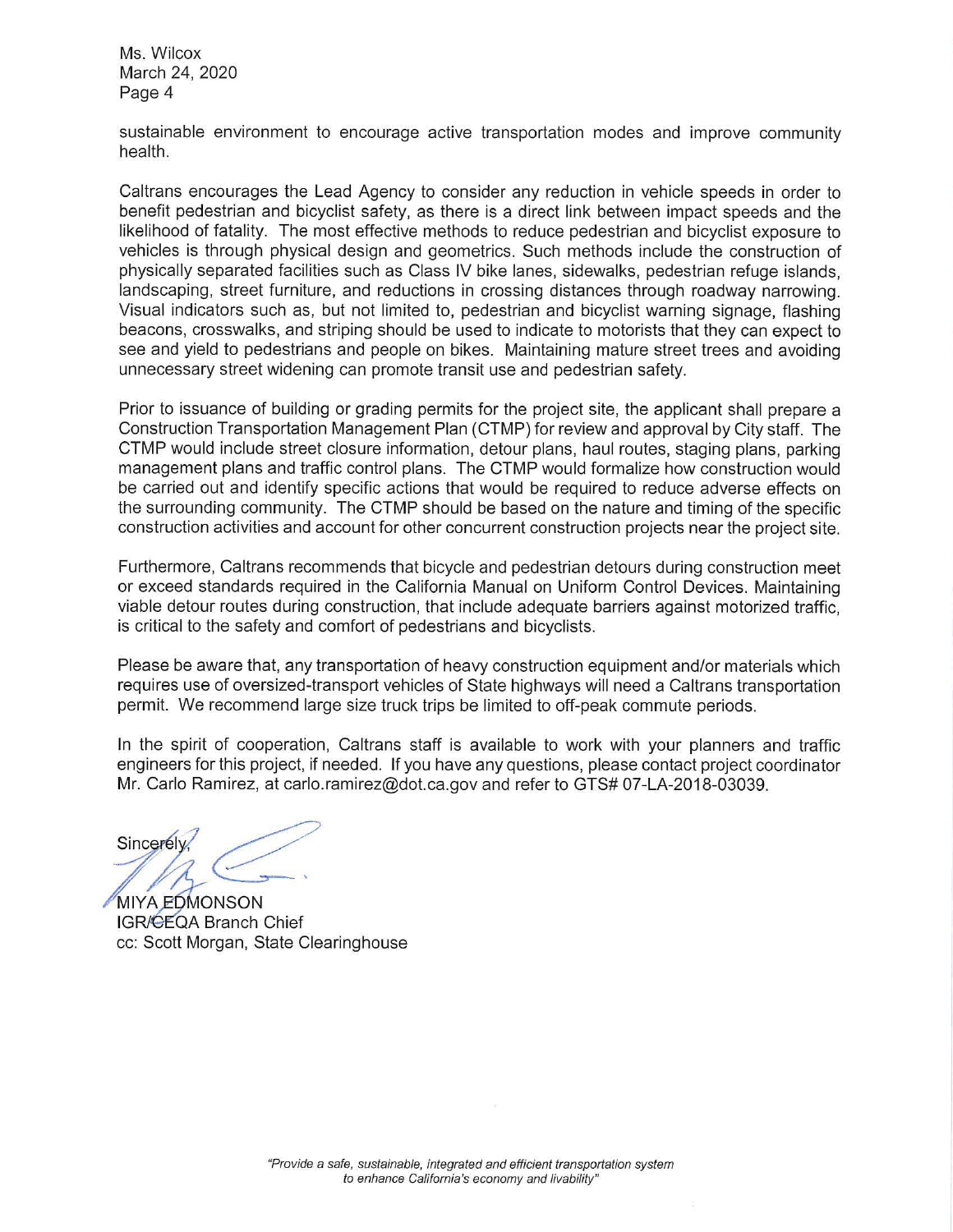sustainable environment to encourage active transportation modes and improve community health.

Caltrans encourages the Lead Agency to consider any reduction in vehicle speeds in order to benefit pedestrian and bicyclist safety, as there is a direct link between impact speeds and the likelihood of fatality. The most effective methods to reduce pedestrian and bicyclist exposure to vehicles is through physical design and geometrics. Such methods include the construction of physically separated facilities such as Class IV bike lanes, sidewalks, pedestrian refuge islands, landscaping, street furniture, and reductions in crossing distances through roadway narrowing. Visual indicators such as, but not limited to, pedestrian and bicyclist warning signage, flashing beacons, crosswalks, and striping should be used to indicate to motorists that they can expect to see and yield to pedestrians and people on bikes. Maintaining mature street trees and avoiding unnecessary street widening can promote transit use and pedestrian safety.

Prior to issuance of building or grading permits for the project site, the applicant shall prepare a Construction Transportation Management Plan (CTMP) for review and approval by City staff. The CTMP would include street closure information, detour plans, haul routes, staging plans, parking management plans and traffic control plans. The CTMP would formalize how construction would be carried out and identify specific actions that would be required to reduce adverse effects on the surrounding community. The CTMP should be based on the nature and timing of the specific construction activities and account for other concurrent construction projects near the project site.

Furthermore, Caltrans recommends that bicycle and pedestrian detours during construction meet or exceed standards required in the California Manual on Uniform Control Devices. Maintaining viable detour routes during construction, that include adequate barriers against motorized traffic, is critical to the safety and comfort of pedestrians and bicyclists.

Please be aware that, any transportation of heavy construction equipment and/or materials which requires use of oversized-transport vehicles of State highways will need a Caltrans transportation permit. We recommend large size truck trips be limited to off-peak commute periods.

In the spirit of cooperation, Caltrans staff is available to work with your planners and traffic engineers for this project, if needed. If you have any questions, please contact project coordinator Mr. Carlo Ramirez, at carlo.ramirez@dot.ca.gov and refer to GTS# 07-LA-2018-03039.

Sincerely,

MIYA EDMONSON
IGR/CEQA Branch Chief
cc: Scott Morgan, State Clearinghouse